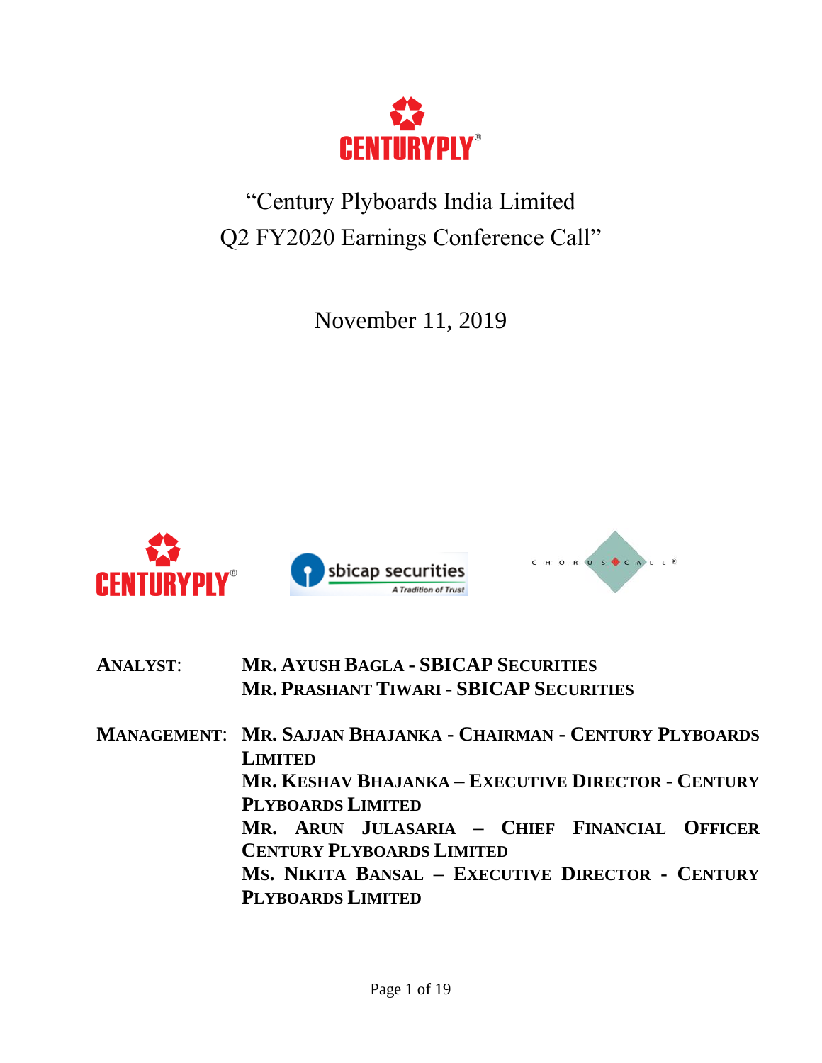# "Century Plyboards India Limited Q2 FY2020 Earnings Conference Call"

November 11, 2019

**ANALYST:** **MR. AYUSH BAGLA - SBICAP SECURITIES**
**MR. PRASHANT TIWARI - SBICAP SECURITIES**

**MANAGEMENT:** **MR. SAJJAN BHAJANKA - CHAIRMAN - CENTURY PLYBOARDS LIMITED**
**MR. KESHAV BHAJANKA – EXECUTIVE DIRECTOR - CENTURY PLYBOARDS LIMITED**
**MR. ARUN JULASARIA – CHIEF FINANCIAL OFFICER CENTURY PLYBOARDS LIMITED**
**MS. NIKITA BANSAL – EXECUTIVE DIRECTOR - CENTURY PLYBOARDS LIMITED**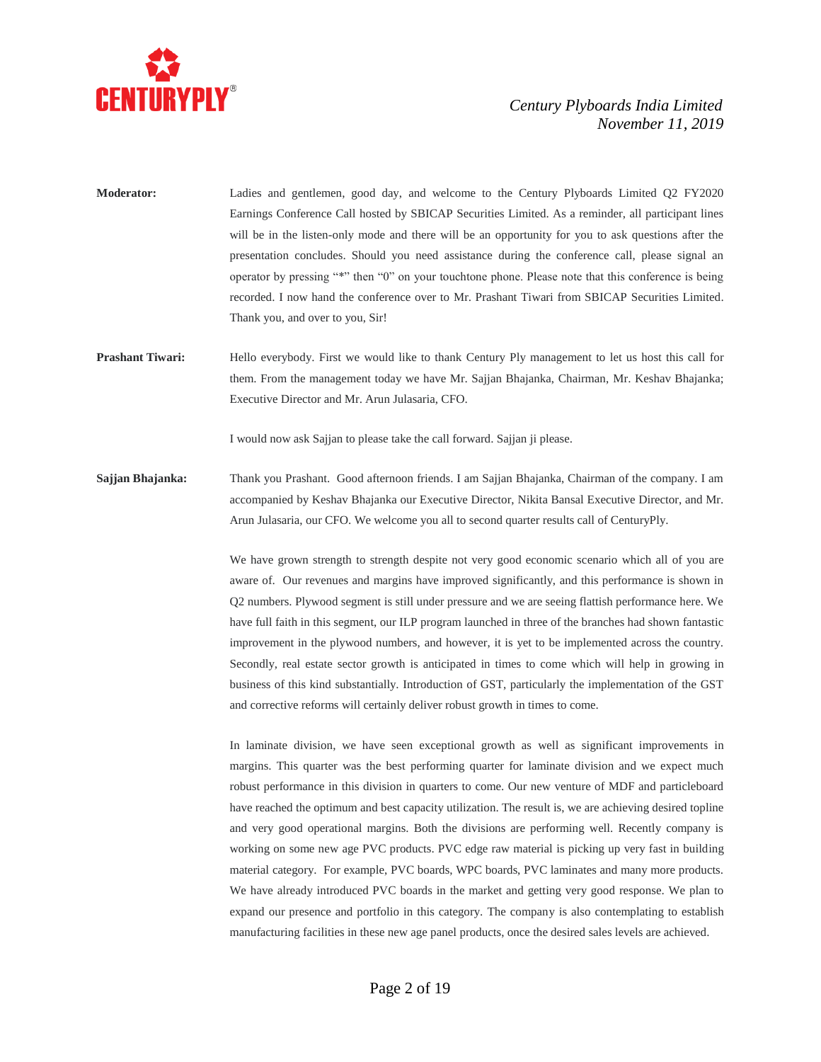**Moderator:** Ladies and gentlemen, good day, and welcome to the Century Plyboards Limited Q2 FY2020 Earnings Conference Call hosted by SBICAP Securities Limited. As a reminder, all participant lines will be in the listen-only mode and there will be an opportunity for you to ask questions after the presentation concludes. Should you need assistance during the conference call, please signal an operator by pressing "*" then "0" on your touchtone phone. Please note that this conference is being recorded. I now hand the conference over to Mr. Prashant Tiwari from SBICAP Securities Limited. Thank you, and over to you, Sir!

**Prashant Tiwari:** Hello everybody. First we would like to thank Century Ply management to let us host this call for them. From the management today we have Mr. Sajjan Bhajanka, Chairman, Mr. Keshav Bhajanka; Executive Director and Mr. Arun Julasaria, CFO.

I would now ask Sajjan to please take the call forward. Sajjan ji please.

**Sajjan Bhajanka:** Thank you Prashant. Good afternoon friends. I am Sajjan Bhajanka, Chairman of the company. I am accompanied by Keshav Bhajanka our Executive Director, Nikita Bansal Executive Director, and Mr. Arun Julasaria, our CFO. We welcome you all to second quarter results call of CenturyPly.

We have grown strength to strength despite not very good economic scenario which all of you are aware of. Our revenues and margins have improved significantly, and this performance is shown in Q2 numbers. Plywood segment is still under pressure and we are seeing flattish performance here. We have full faith in this segment, our ILP program launched in three of the branches had shown fantastic improvement in the plywood numbers, and however, it is yet to be implemented across the country. Secondly, real estate sector growth is anticipated in times to come which will help in growing in business of this kind substantially. Introduction of GST, particularly the implementation of the GST and corrective reforms will certainly deliver robust growth in times to come.

In laminate division, we have seen exceptional growth as well as significant improvements in margins. This quarter was the best performing quarter for laminate division and we expect much robust performance in this division in quarters to come. Our new venture of MDF and particleboard have reached the optimum and best capacity utilization. The result is, we are achieving desired topline and very good operational margins. Both the divisions are performing well. Recently company is working on some new age PVC products. PVC edge raw material is picking up very fast in building material category. For example, PVC boards, WPC boards, PVC laminates and many more products. We have already introduced PVC boards in the market and getting very good response. We plan to expand our presence and portfolio in this category. The company is also contemplating to establish manufacturing facilities in these new age panel products, once the desired sales levels are achieved.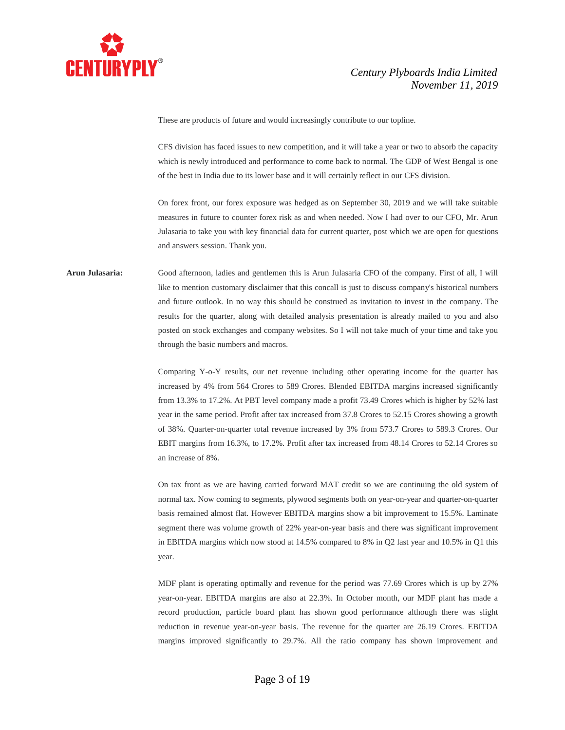These are products of future and would increasingly contribute to our topline.

CFS division has faced issues to new competition, and it will take a year or two to absorb the capacity which is newly introduced and performance to come back to normal. The GDP of West Bengal is one of the best in India due to its lower base and it will certainly reflect in our CFS division.

On forex front, our forex exposure was hedged as on September 30, 2019 and we will take suitable measures in future to counter forex risk as and when needed. Now I had over to our CFO, Mr. Arun Julasaria to take you with key financial data for current quarter, post which we are open for questions and answers session. Thank you.

**Arun Julasaria:** Good afternoon, ladies and gentlemen this is Arun Julasaria CFO of the company. First of all, I will like to mention customary disclaimer that this concall is just to discuss company's historical numbers and future outlook. In no way this should be construed as invitation to invest in the company. The results for the quarter, along with detailed analysis presentation is already mailed to you and also posted on stock exchanges and company websites. So I will not take much of your time and take you through the basic numbers and macros.

Comparing Y-o-Y results, our net revenue including other operating income for the quarter has increased by 4% from 564 Crores to 589 Crores. Blended EBITDA margins increased significantly from 13.3% to 17.2%. At PBT level company made a profit 73.49 Crores which is higher by 52% last year in the same period. Profit after tax increased from 37.8 Crores to 52.15 Crores showing a growth of 38%. Quarter-on-quarter total revenue increased by 3% from 573.7 Crores to 589.3 Crores. Our EBIT margins from 16.3%, to 17.2%. Profit after tax increased from 48.14 Crores to 52.14 Crores so an increase of 8%.

On tax front as we are having carried forward MAT credit so we are continuing the old system of normal tax. Now coming to segments, plywood segments both on year-on-year and quarter-on-quarter basis remained almost flat. However EBITDA margins show a bit improvement to 15.5%. Laminate segment there was volume growth of 22% year-on-year basis and there was significant improvement in EBITDA margins which now stood at 14.5% compared to 8% in Q2 last year and 10.5% in Q1 this year.

MDF plant is operating optimally and revenue for the period was 77.69 Crores which is up by 27% year-on-year. EBITDA margins are also at 22.3%. In October month, our MDF plant has made a record production, particle board plant has shown good performance although there was slight reduction in revenue year-on-year basis. The revenue for the quarter are 26.19 Crores. EBITDA margins improved significantly to 29.7%. All the ratio company has shown improvement and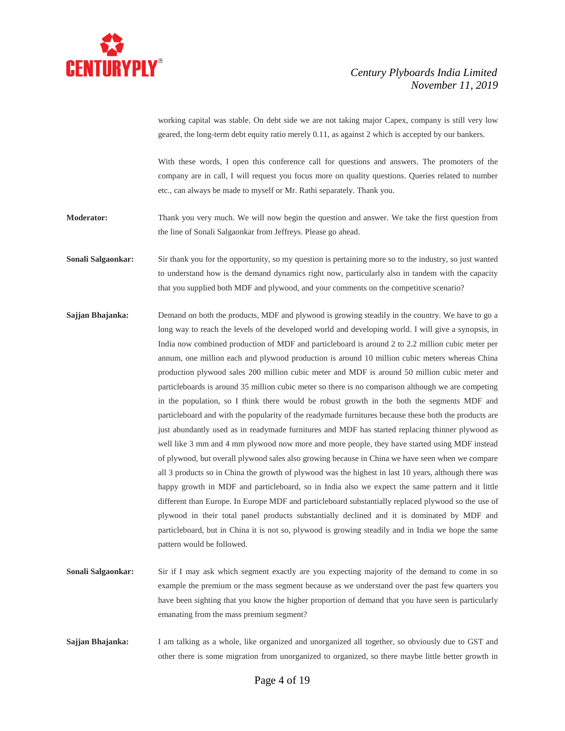working capital was stable. On debt side we are not taking major Capex, company is still very low geared, the long-term debt equity ratio merely 0.11, as against 2 which is accepted by our bankers.

With these words, I open this conference call for questions and answers. The promoters of the company are in call, I will request you focus more on quality questions. Queries related to number etc., can always be made to myself or Mr. Rathi separately. Thank you.

**Moderator:** Thank you very much. We will now begin the question and answer. We take the first question from the line of Sonali Salgaonkar from Jeffreys. Please go ahead.

**Sonali Salgaonkar:** Sir thank you for the opportunity, so my question is pertaining more so to the industry, so just wanted to understand how is the demand dynamics right now, particularly also in tandem with the capacity that you supplied both MDF and plywood, and your comments on the competitive scenario?

**Sajjan Bhajanka:** Demand on both the products, MDF and plywood is growing steadily in the country. We have to go a long way to reach the levels of the developed world and developing world. I will give a synopsis, in India now combined production of MDF and particleboard is around 2 to 2.2 million cubic meter per annum, one million each and plywood production is around 10 million cubic meters whereas China production plywood sales 200 million cubic meter and MDF is around 50 million cubic meter and particleboards is around 35 million cubic meter so there is no comparison although we are competing in the population, so I think there would be robust growth in the both the segments MDF and particleboard and with the popularity of the readymade furnitures because these both the products are just abundantly used as in readymade furnitures and MDF has started replacing thinner plywood as well like 3 mm and 4 mm plywood now more and more people, they have started using MDF instead of plywood, but overall plywood sales also growing because in China we have seen when we compare all 3 products so in China the growth of plywood was the highest in last 10 years, although there was happy growth in MDF and particleboard, so in India also we expect the same pattern and it little different than Europe. In Europe MDF and particleboard substantially replaced plywood so the use of plywood in their total panel products substantially declined and it is dominated by MDF and particleboard, but in China it is not so, plywood is growing steadily and in India we hope the same pattern would be followed.

**Sonali Salgaonkar:** Sir if I may ask which segment exactly are you expecting majority of the demand to come in so example the premium or the mass segment because as we understand over the past few quarters you have been sighting that you know the higher proportion of demand that you have seen is particularly emanating from the mass premium segment?

**Sajjan Bhajanka:** I am talking as a whole, like organized and unorganized all together, so obviously due to GST and other there is some migration from unorganized to organized, so there maybe little better growth in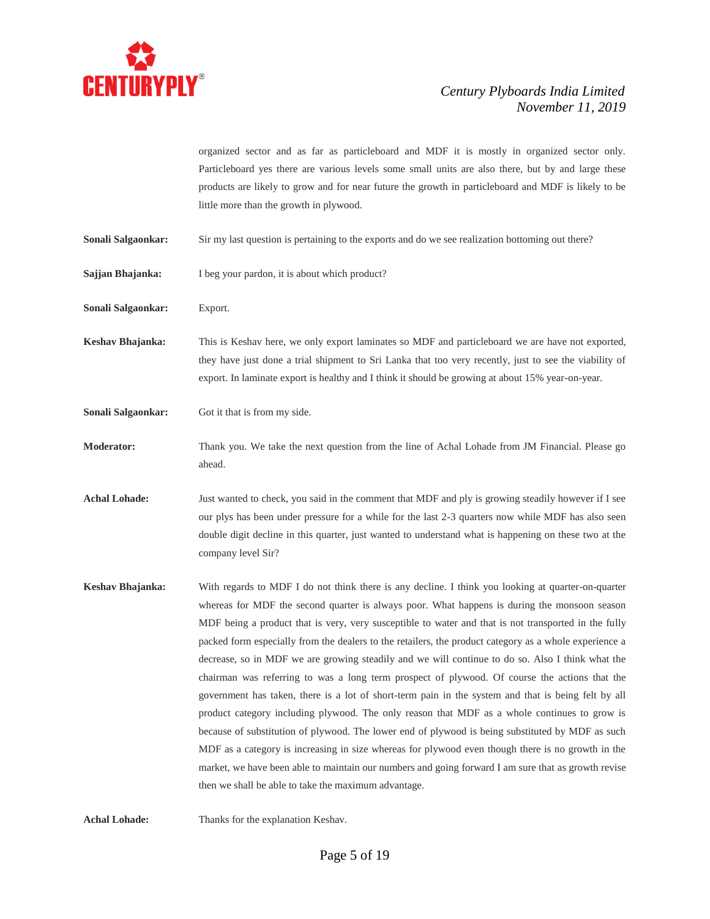organized sector and as far as particleboard and MDF it is mostly in organized sector only. Particleboard yes there are various levels some small units are also there, but by and large these products are likely to grow and for near future the growth in particleboard and MDF is likely to be little more than the growth in plywood.

**Sonali Salgaonkar:** Sir my last question is pertaining to the exports and do we see realization bottoming out there?

**Sajjan Bhajanka:** I beg your pardon, it is about which product?

**Sonali Salgaonkar:** Export.

**Keshav Bhajanka:** This is Keshav here, we only export laminates so MDF and particleboard we are have not exported, they have just done a trial shipment to Sri Lanka that too very recently, just to see the viability of export. In laminate export is healthy and I think it should be growing at about 15% year-on-year.

**Sonali Salgaonkar:** Got it that is from my side.

**Moderator:** Thank you. We take the next question from the line of Achal Lohade from JM Financial. Please go ahead.

**Achal Lohade:** Just wanted to check, you said in the comment that MDF and ply is growing steadily however if I see our plys has been under pressure for a while for the last 2-3 quarters now while MDF has also seen double digit decline in this quarter, just wanted to understand what is happening on these two at the company level Sir?

**Keshav Bhajanka:** With regards to MDF I do not think there is any decline. I think you looking at quarter-on-quarter whereas for MDF the second quarter is always poor. What happens is during the monsoon season MDF being a product that is very, very susceptible to water and that is not transported in the fully packed form especially from the dealers to the retailers, the product category as a whole experience a decrease, so in MDF we are growing steadily and we will continue to do so. Also I think what the chairman was referring to was a long term prospect of plywood. Of course the actions that the government has taken, there is a lot of short-term pain in the system and that is being felt by all product category including plywood. The only reason that MDF as a whole continues to grow is because of substitution of plywood. The lower end of plywood is being substituted by MDF as such MDF as a category is increasing in size whereas for plywood even though there is no growth in the market, we have been able to maintain our numbers and going forward I am sure that as growth revise then we shall be able to take the maximum advantage.

**Achal Lohade:** Thanks for the explanation Keshav.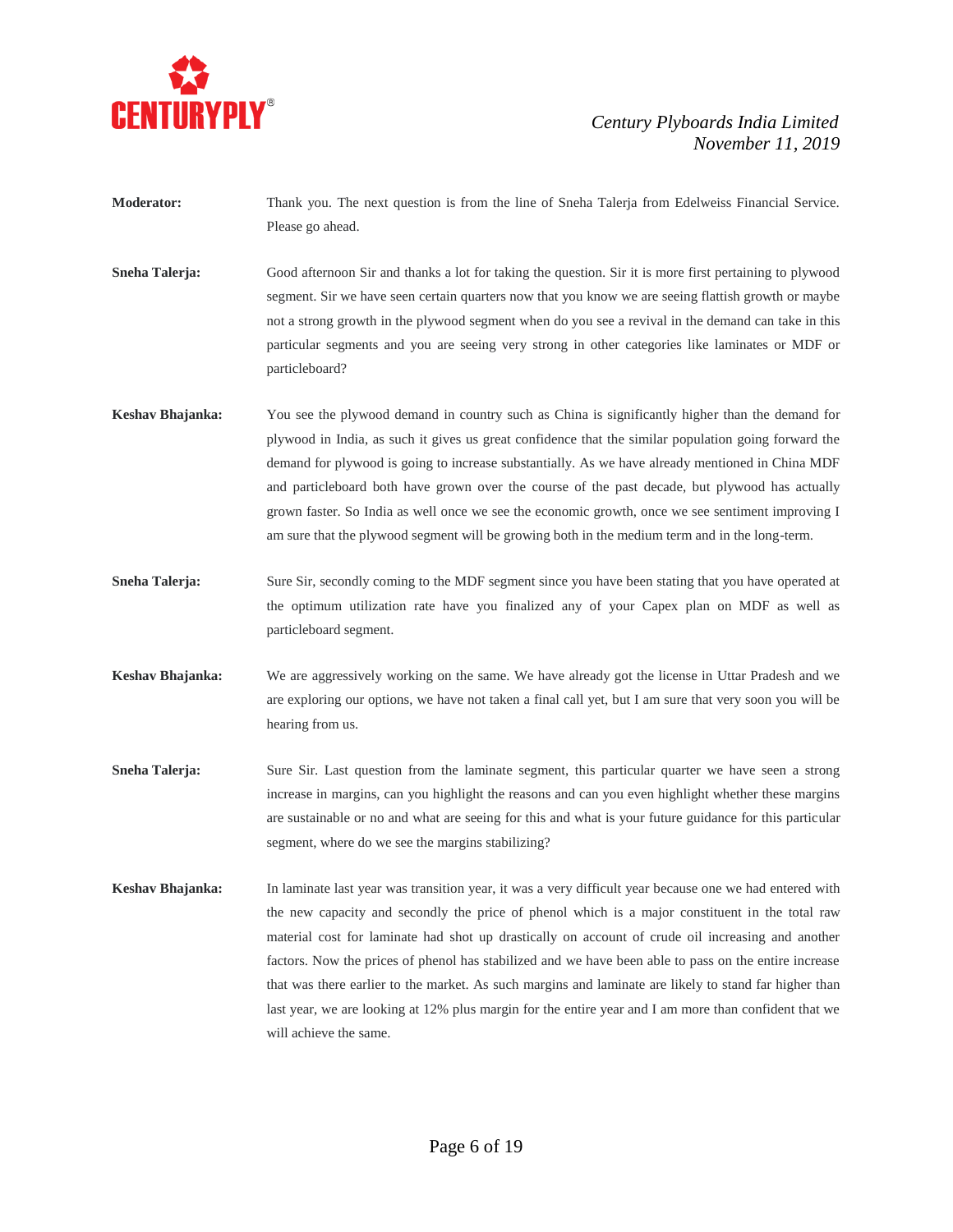**Moderator:** Thank you. The next question is from the line of Sneha Talerja from Edelweiss Financial Service. Please go ahead.

**Sneha Talerja:** Good afternoon Sir and thanks a lot for taking the question. Sir it is more first pertaining to plywood segment. Sir we have seen certain quarters now that you know we are seeing flattish growth or maybe not a strong growth in the plywood segment when do you see a revival in the demand can take in this particular segments and you are seeing very strong in other categories like laminates or MDF or particleboard?

**Keshav Bhajanka:** You see the plywood demand in country such as China is significantly higher than the demand for plywood in India, as such it gives us great confidence that the similar population going forward the demand for plywood is going to increase substantially. As we have already mentioned in China MDF and particleboard both have grown over the course of the past decade, but plywood has actually grown faster. So India as well once we see the economic growth, once we see sentiment improving I am sure that the plywood segment will be growing both in the medium term and in the long-term.

**Sneha Talerja:** Sure Sir, secondly coming to the MDF segment since you have been stating that you have operated at the optimum utilization rate have you finalized any of your Capex plan on MDF as well as particleboard segment.

**Keshav Bhajanka:** We are aggressively working on the same. We have already got the license in Uttar Pradesh and we are exploring our options, we have not taken a final call yet, but I am sure that very soon you will be hearing from us.

**Sneha Talerja:** Sure Sir. Last question from the laminate segment, this particular quarter we have seen a strong increase in margins, can you highlight the reasons and can you even highlight whether these margins are sustainable or no and what are seeing for this and what is your future guidance for this particular segment, where do we see the margins stabilizing?

**Keshav Bhajanka:** In laminate last year was transition year, it was a very difficult year because one we had entered with the new capacity and secondly the price of phenol which is a major constituent in the total raw material cost for laminate had shot up drastically on account of crude oil increasing and another factors. Now the prices of phenol has stabilized and we have been able to pass on the entire increase that was there earlier to the market. As such margins and laminate are likely to stand far higher than last year, we are looking at 12% plus margin for the entire year and I am more than confident that we will achieve the same.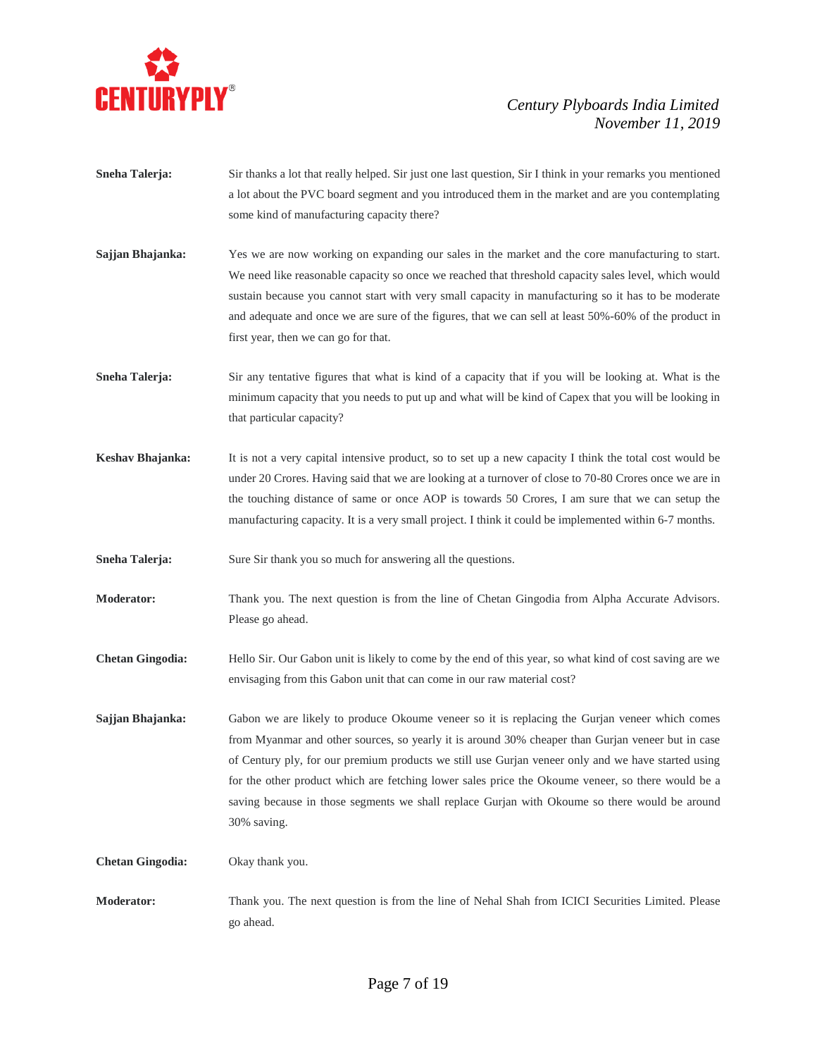**Sneha Talerja:** Sir thanks a lot that really helped. Sir just one last question, Sir I think in your remarks you mentioned a lot about the PVC board segment and you introduced them in the market and are you contemplating some kind of manufacturing capacity there?

**Sajjan Bhajanka:** Yes we are now working on expanding our sales in the market and the core manufacturing to start. We need like reasonable capacity so once we reached that threshold capacity sales level, which would sustain because you cannot start with very small capacity in manufacturing so it has to be moderate and adequate and once we are sure of the figures, that we can sell at least 50%-60% of the product in first year, then we can go for that.

**Sneha Talerja:** Sir any tentative figures that what is kind of a capacity that if you will be looking at. What is the minimum capacity that you needs to put up and what will be kind of Capex that you will be looking in that particular capacity?

**Keshav Bhajanka:** It is not a very capital intensive product, so to set up a new capacity I think the total cost would be under 20 Crores. Having said that we are looking at a turnover of close to 70-80 Crores once we are in the touching distance of same or once AOP is towards 50 Crores, I am sure that we can setup the manufacturing capacity. It is a very small project. I think it could be implemented within 6-7 months.

**Sneha Talerja:** Sure Sir thank you so much for answering all the questions.

**Moderator:** Thank you. The next question is from the line of Chetan Gingodia from Alpha Accurate Advisors. Please go ahead.

**Chetan Gingodia:** Hello Sir. Our Gabon unit is likely to come by the end of this year, so what kind of cost saving are we envisaging from this Gabon unit that can come in our raw material cost?

**Sajjan Bhajanka:** Gabon we are likely to produce Okoume veneer so it is replacing the Gurjan veneer which comes from Myanmar and other sources, so yearly it is around 30% cheaper than Gurjan veneer but in case of Century ply, for our premium products we still use Gurjan veneer only and we have started using for the other product which are fetching lower sales price the Okoume veneer, so there would be a saving because in those segments we shall replace Gurjan with Okoume so there would be around 30% saving.

**Chetan Gingodia:** Okay thank you.

**Moderator:** Thank you. The next question is from the line of Nehal Shah from ICICI Securities Limited. Please go ahead.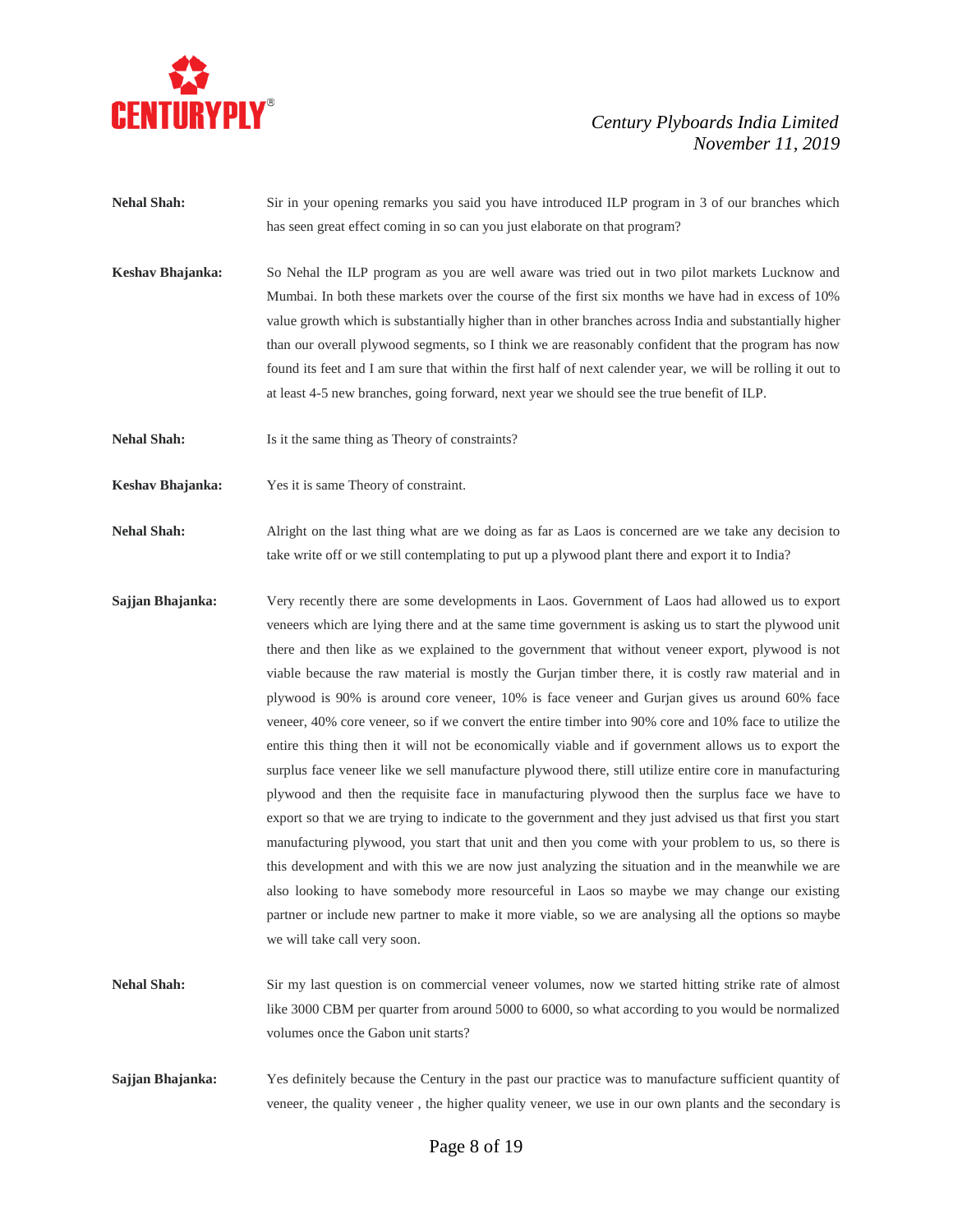**Nehal Shah:** Sir in your opening remarks you said you have introduced ILP program in 3 of our branches which has seen great effect coming in so can you just elaborate on that program?

**Keshav Bhajanka:** So Nehal the ILP program as you are well aware was tried out in two pilot markets Lucknow and Mumbai. In both these markets over the course of the first six months we have had in excess of 10% value growth which is substantially higher than in other branches across India and substantially higher than our overall plywood segments, so I think we are reasonably confident that the program has now found its feet and I am sure that within the first half of next calender year, we will be rolling it out to at least 4-5 new branches, going forward, next year we should see the true benefit of ILP.

**Nehal Shah:** Is it the same thing as Theory of constraints?

**Keshav Bhajanka:** Yes it is same Theory of constraint.

**Nehal Shah:** Alright on the last thing what are we doing as far as Laos is concerned are we take any decision to take write off or we still contemplating to put up a plywood plant there and export it to India?

**Sajjan Bhajanka:** Very recently there are some developments in Laos. Government of Laos had allowed us to export veneers which are lying there and at the same time government is asking us to start the plywood unit there and then like as we explained to the government that without veneer export, plywood is not viable because the raw material is mostly the Gurjan timber there, it is costly raw material and in plywood is 90% is around core veneer, 10% is face veneer and Gurjan gives us around 60% face veneer, 40% core veneer, so if we convert the entire timber into 90% core and 10% face to utilize the entire this thing then it will not be economically viable and if government allows us to export the surplus face veneer like we sell manufacture plywood there, still utilize entire core in manufacturing plywood and then the requisite face in manufacturing plywood then the surplus face we have to export so that we are trying to indicate to the government and they just advised us that first you start manufacturing plywood, you start that unit and then you come with your problem to us, so there is this development and with this we are now just analyzing the situation and in the meanwhile we are also looking to have somebody more resourceful in Laos so maybe we may change our existing partner or include new partner to make it more viable, so we are analysing all the options so maybe we will take call very soon.

**Nehal Shah:** Sir my last question is on commercial veneer volumes, now we started hitting strike rate of almost like 3000 CBM per quarter from around 5000 to 6000, so what according to you would be normalized volumes once the Gabon unit starts?

**Sajjan Bhajanka:** Yes definitely because the Century in the past our practice was to manufacture sufficient quantity of veneer, the quality veneer , the higher quality veneer, we use in our own plants and the secondary is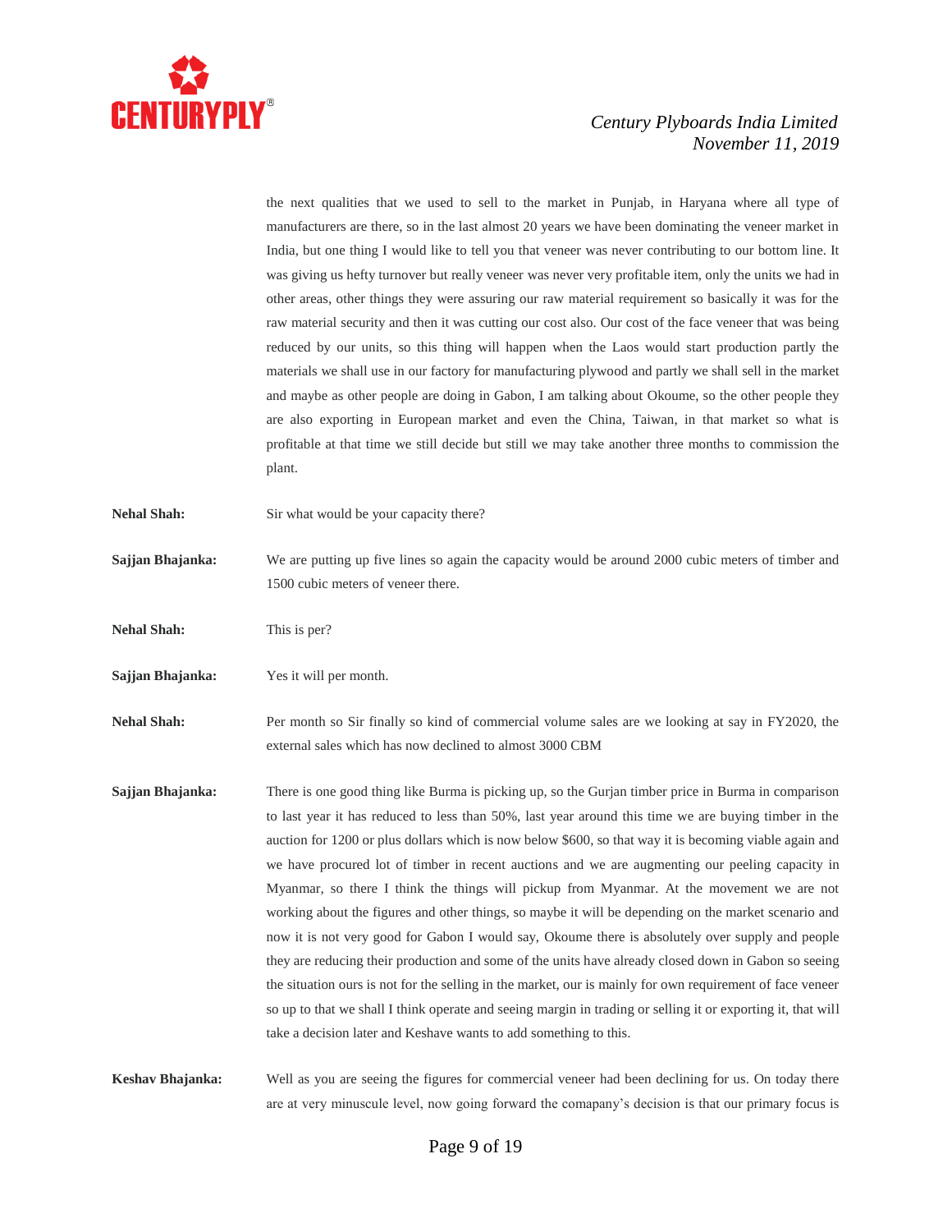the next qualities that we used to sell to the market in Punjab, in Haryana where all type of manufacturers are there, so in the last almost 20 years we have been dominating the veneer market in India, but one thing I would like to tell you that veneer was never contributing to our bottom line. It was giving us hefty turnover but really veneer was never very profitable item, only the units we had in other areas, other things they were assuring our raw material requirement so basically it was for the raw material security and then it was cutting our cost also. Our cost of the face veneer that was being reduced by our units, so this thing will happen when the Laos would start production partly the materials we shall use in our factory for manufacturing plywood and partly we shall sell in the market and maybe as other people are doing in Gabon, I am talking about Okoume, so the other people they are also exporting in European market and even the China, Taiwan, in that market so what is profitable at that time we still decide but still we may take another three months to commission the plant.

**Nehal Shah:** Sir what would be your capacity there?

**Sajjan Bhajanka:** We are putting up five lines so again the capacity would be around 2000 cubic meters of timber and 1500 cubic meters of veneer there.

**Nehal Shah:** This is per?

**Sajjan Bhajanka:** Yes it will per month.

**Nehal Shah:** Per month so Sir finally so kind of commercial volume sales are we looking at say in FY2020, the external sales which has now declined to almost 3000 CBM

**Sajjan Bhajanka:** There is one good thing like Burma is picking up, so the Gurjan timber price in Burma in comparison to last year it has reduced to less than 50%, last year around this time we are buying timber in the auction for 1200 or plus dollars which is now below $600, so that way it is becoming viable again and we have procured lot of timber in recent auctions and we are augmenting our peeling capacity in Myanmar, so there I think the things will pickup from Myanmar. At the movement we are not working about the figures and other things, so maybe it will be depending on the market scenario and now it is not very good for Gabon I would say, Okoume there is absolutely over supply and people they are reducing their production and some of the units have already closed down in Gabon so seeing the situation ours is not for the selling in the market, our is mainly for own requirement of face veneer so up to that we shall I think operate and seeing margin in trading or selling it or exporting it, that will take a decision later and Keshave wants to add something to this.

**Keshav Bhajanka:** Well as you are seeing the figures for commercial veneer had been declining for us. On today there are at very minuscule level, now going forward the comapany's decision is that our primary focus is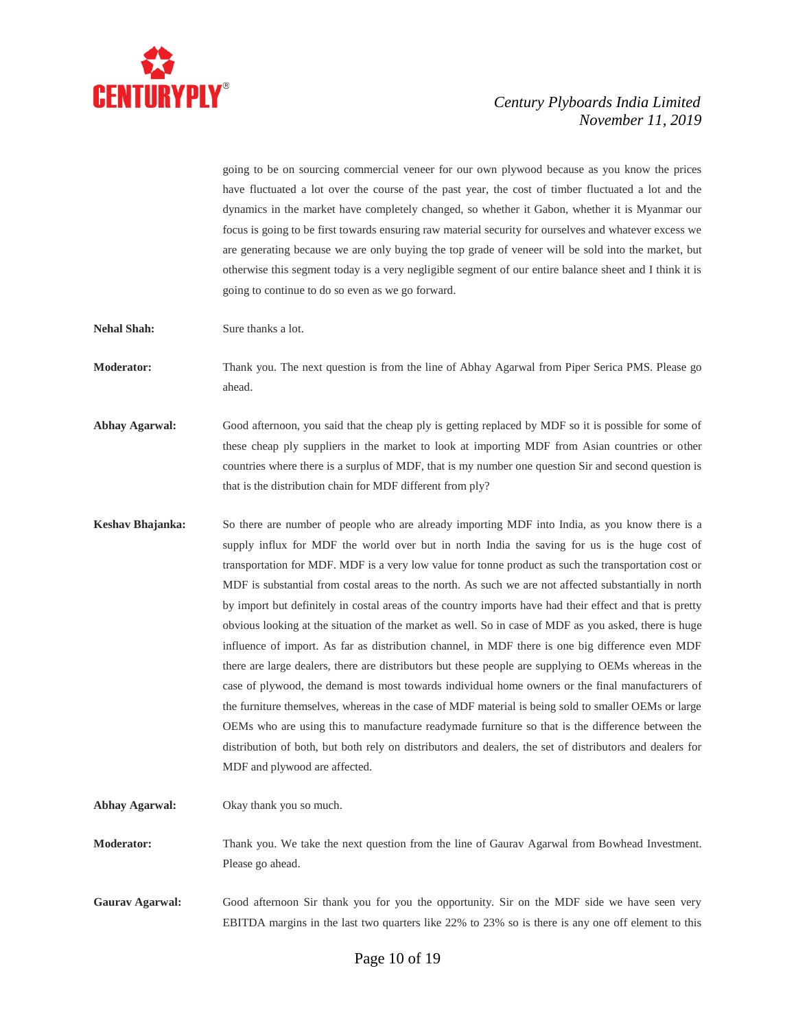going to be on sourcing commercial veneer for our own plywood because as you know the prices have fluctuated a lot over the course of the past year, the cost of timber fluctuated a lot and the dynamics in the market have completely changed, so whether it Gabon, whether it is Myanmar our focus is going to be first towards ensuring raw material security for ourselves and whatever excess we are generating because we are only buying the top grade of veneer will be sold into the market, but otherwise this segment today is a very negligible segment of our entire balance sheet and I think it is going to continue to do so even as we go forward.

**Nehal Shah:** Sure thanks a lot.

**Moderator:** Thank you. The next question is from the line of Abhay Agarwal from Piper Serica PMS. Please go ahead.

**Abhay Agarwal:** Good afternoon, you said that the cheap ply is getting replaced by MDF so it is possible for some of these cheap ply suppliers in the market to look at importing MDF from Asian countries or other countries where there is a surplus of MDF, that is my number one question Sir and second question is that is the distribution chain for MDF different from ply?

**Keshav Bhajanka:** So there are number of people who are already importing MDF into India, as you know there is a supply influx for MDF the world over but in north India the saving for us is the huge cost of transportation for MDF. MDF is a very low value for tonne product as such the transportation cost or MDF is substantial from costal areas to the north. As such we are not affected substantially in north by import but definitely in costal areas of the country imports have had their effect and that is pretty obvious looking at the situation of the market as well. So in case of MDF as you asked, there is huge influence of import. As far as distribution channel, in MDF there is one big difference even MDF there are large dealers, there are distributors but these people are supplying to OEMs whereas in the case of plywood, the demand is most towards individual home owners or the final manufacturers of the furniture themselves, whereas in the case of MDF material is being sold to smaller OEMs or large OEMs who are using this to manufacture readymade furniture so that is the difference between the distribution of both, but both rely on distributors and dealers, the set of distributors and dealers for MDF and plywood are affected.

**Abhay Agarwal:** Okay thank you so much.

**Moderator:** Thank you. We take the next question from the line of Gaurav Agarwal from Bowhead Investment. Please go ahead.

**Gaurav Agarwal:** Good afternoon Sir thank you for you the opportunity. Sir on the MDF side we have seen very EBITDA margins in the last two quarters like 22% to 23% so is there is any one off element to this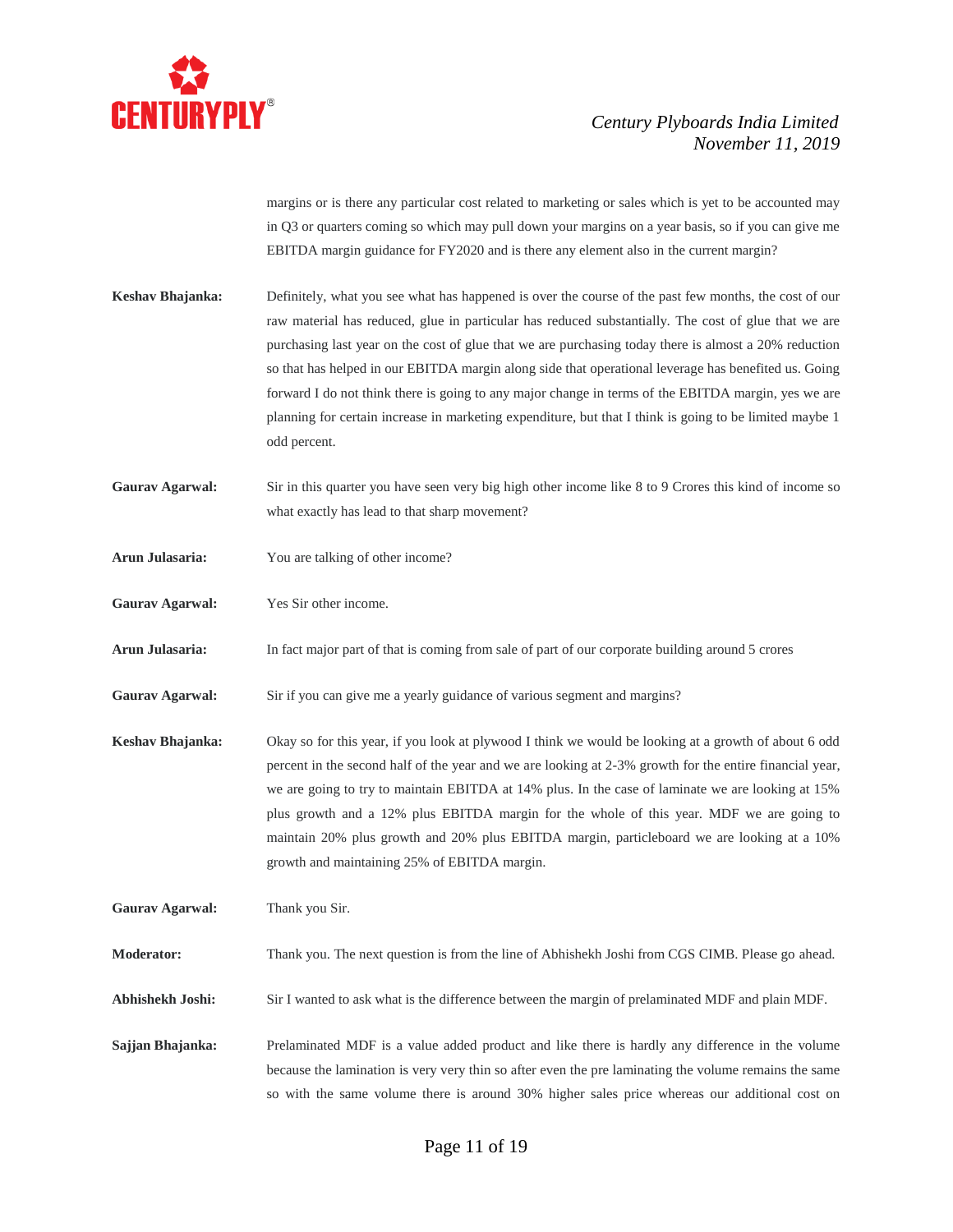margins or is there any particular cost related to marketing or sales which is yet to be accounted may in Q3 or quarters coming so which may pull down your margins on a year basis, so if you can give me EBITDA margin guidance for FY2020 and is there any element also in the current margin?

**Keshav Bhajanka:** Definitely, what you see what has happened is over the course of the past few months, the cost of our raw material has reduced, glue in particular has reduced substantially. The cost of glue that we are purchasing last year on the cost of glue that we are purchasing today there is almost a 20% reduction so that has helped in our EBITDA margin along side that operational leverage has benefited us. Going forward I do not think there is going to any major change in terms of the EBITDA margin, yes we are planning for certain increase in marketing expenditure, but that I think is going to be limited maybe 1 odd percent.

**Gaurav Agarwal:** Sir in this quarter you have seen very big high other income like 8 to 9 Crores this kind of income so what exactly has lead to that sharp movement?

**Arun Julasaria:** You are talking of other income?

**Gaurav Agarwal:** Yes Sir other income.

**Arun Julasaria:** In fact major part of that is coming from sale of part of our corporate building around 5 crores

**Gaurav Agarwal:** Sir if you can give me a yearly guidance of various segment and margins?

**Keshav Bhajanka:** Okay so for this year, if you look at plywood I think we would be looking at a growth of about 6 odd percent in the second half of the year and we are looking at 2-3% growth for the entire financial year, we are going to try to maintain EBITDA at 14% plus. In the case of laminate we are looking at 15% plus growth and a 12% plus EBITDA margin for the whole of this year. MDF we are going to maintain 20% plus growth and 20% plus EBITDA margin, particleboard we are looking at a 10% growth and maintaining 25% of EBITDA margin.

**Gaurav Agarwal:** Thank you Sir.

**Moderator:** Thank you. The next question is from the line of Abhishekh Joshi from CGS CIMB. Please go ahead.

**Abhishekh Joshi:** Sir I wanted to ask what is the difference between the margin of prelaminated MDF and plain MDF.

**Sajjan Bhajanka:** Prelaminated MDF is a value added product and like there is hardly any difference in the volume because the lamination is very very thin so after even the pre laminating the volume remains the same so with the same volume there is around 30% higher sales price whereas our additional cost on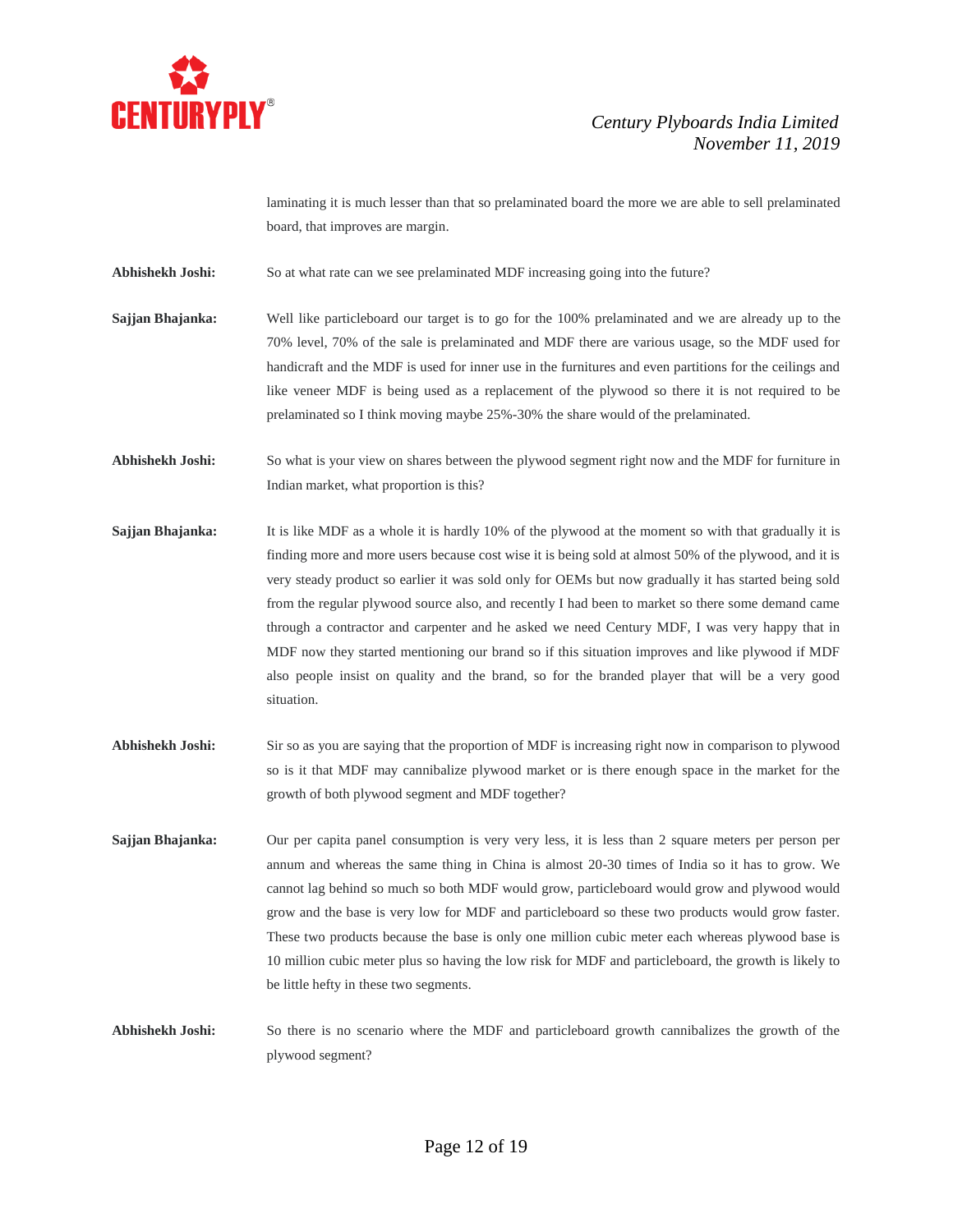laminating it is much lesser than that so prelaminated board the more we are able to sell prelaminated board, that improves are margin.

**Abhishekh Joshi:** So at what rate can we see prelaminated MDF increasing going into the future?

**Sajjan Bhajanka:** Well like particleboard our target is to go for the 100% prelaminated and we are already up to the 70% level, 70% of the sale is prelaminated and MDF there are various usage, so the MDF used for handicraft and the MDF is used for inner use in the furnitures and even partitions for the ceilings and like veneer MDF is being used as a replacement of the plywood so there it is not required to be prelaminated so I think moving maybe 25%-30% the share would of the prelaminated.

**Abhishekh Joshi:** So what is your view on shares between the plywood segment right now and the MDF for furniture in Indian market, what proportion is this?

**Sajjan Bhajanka:** It is like MDF as a whole it is hardly 10% of the plywood at the moment so with that gradually it is finding more and more users because cost wise it is being sold at almost 50% of the plywood, and it is very steady product so earlier it was sold only for OEMs but now gradually it has started being sold from the regular plywood source also, and recently I had been to market so there some demand came through a contractor and carpenter and he asked we need Century MDF, I was very happy that in MDF now they started mentioning our brand so if this situation improves and like plywood if MDF also people insist on quality and the brand, so for the branded player that will be a very good situation.

**Abhishekh Joshi:** Sir so as you are saying that the proportion of MDF is increasing right now in comparison to plywood so is it that MDF may cannibalize plywood market or is there enough space in the market for the growth of both plywood segment and MDF together?

**Sajjan Bhajanka:** Our per capita panel consumption is very very less, it is less than 2 square meters per person per annum and whereas the same thing in China is almost 20-30 times of India so it has to grow. We cannot lag behind so much so both MDF would grow, particleboard would grow and plywood would grow and the base is very low for MDF and particleboard so these two products would grow faster. These two products because the base is only one million cubic meter each whereas plywood base is 10 million cubic meter plus so having the low risk for MDF and particleboard, the growth is likely to be little hefty in these two segments.

**Abhishekh Joshi:** So there is no scenario where the MDF and particleboard growth cannibalizes the growth of the plywood segment?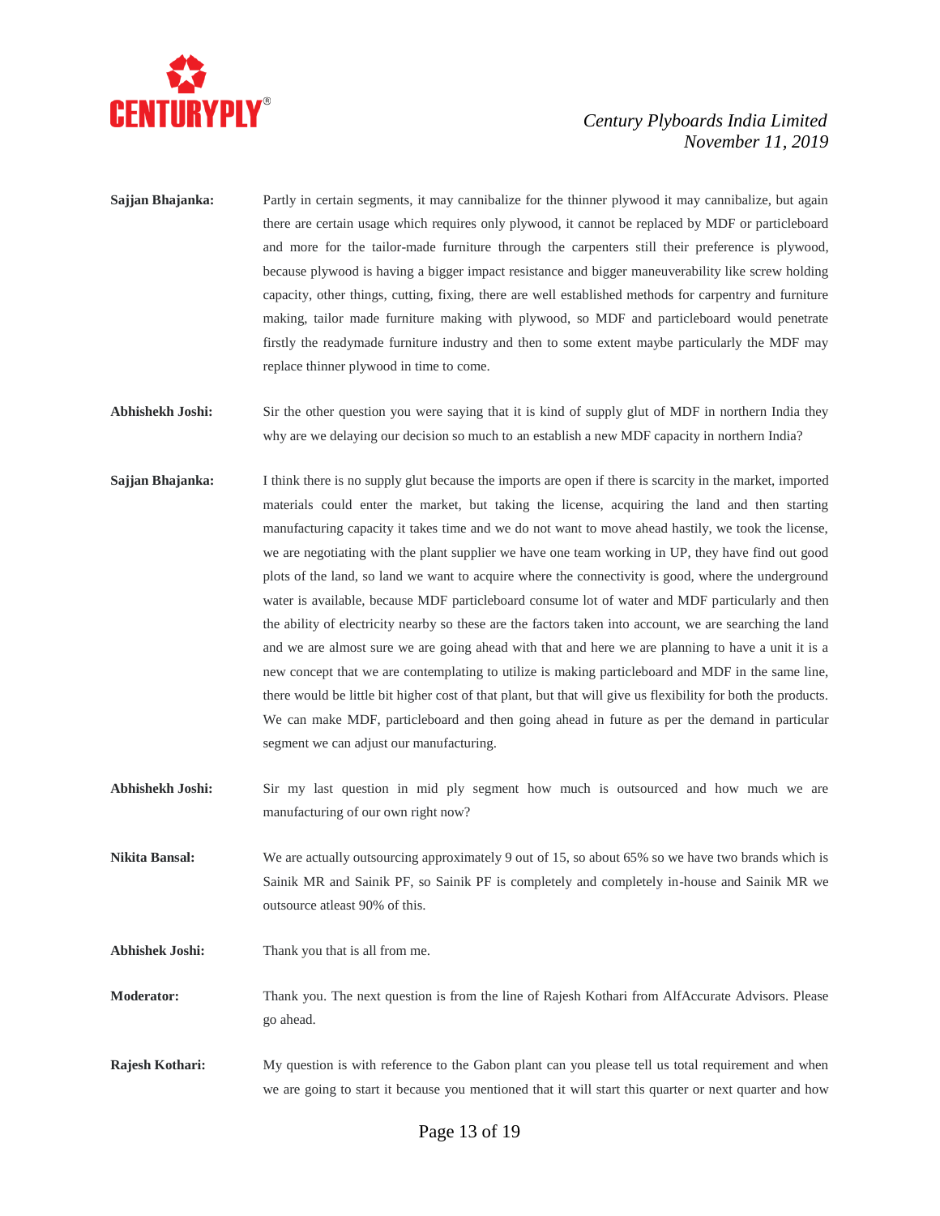**Sajjan Bhajanka:** Partly in certain segments, it may cannibalize for the thinner plywood it may cannibalize, but again there are certain usage which requires only plywood, it cannot be replaced by MDF or particleboard and more for the tailor-made furniture through the carpenters still their preference is plywood, because plywood is having a bigger impact resistance and bigger maneuverability like screw holding capacity, other things, cutting, fixing, there are well established methods for carpentry and furniture making, tailor made furniture making with plywood, so MDF and particleboard would penetrate firstly the readymade furniture industry and then to some extent maybe particularly the MDF may replace thinner plywood in time to come.

**Abhishekh Joshi:** Sir the other question you were saying that it is kind of supply glut of MDF in northern India they why are we delaying our decision so much to an establish a new MDF capacity in northern India?

**Sajjan Bhajanka:** I think there is no supply glut because the imports are open if there is scarcity in the market, imported materials could enter the market, but taking the license, acquiring the land and then starting manufacturing capacity it takes time and we do not want to move ahead hastily, we took the license, we are negotiating with the plant supplier we have one team working in UP, they have find out good plots of the land, so land we want to acquire where the connectivity is good, where the underground water is available, because MDF particleboard consume lot of water and MDF particularly and then the ability of electricity nearby so these are the factors taken into account, we are searching the land and we are almost sure we are going ahead with that and here we are planning to have a unit it is a new concept that we are contemplating to utilize is making particleboard and MDF in the same line, there would be little bit higher cost of that plant, but that will give us flexibility for both the products. We can make MDF, particleboard and then going ahead in future as per the demand in particular segment we can adjust our manufacturing.

**Abhishekh Joshi:** Sir my last question in mid ply segment how much is outsourced and how much we are manufacturing of our own right now?

**Nikita Bansal:** We are actually outsourcing approximately 9 out of 15, so about 65% so we have two brands which is Sainik MR and Sainik PF, so Sainik PF is completely and completely in-house and Sainik MR we outsource atleast 90% of this.

**Abhishek Joshi:** Thank you that is all from me.

**Moderator:** Thank you. The next question is from the line of Rajesh Kothari from AlfAccurate Advisors. Please go ahead.

**Rajesh Kothari:** My question is with reference to the Gabon plant can you please tell us total requirement and when we are going to start it because you mentioned that it will start this quarter or next quarter and how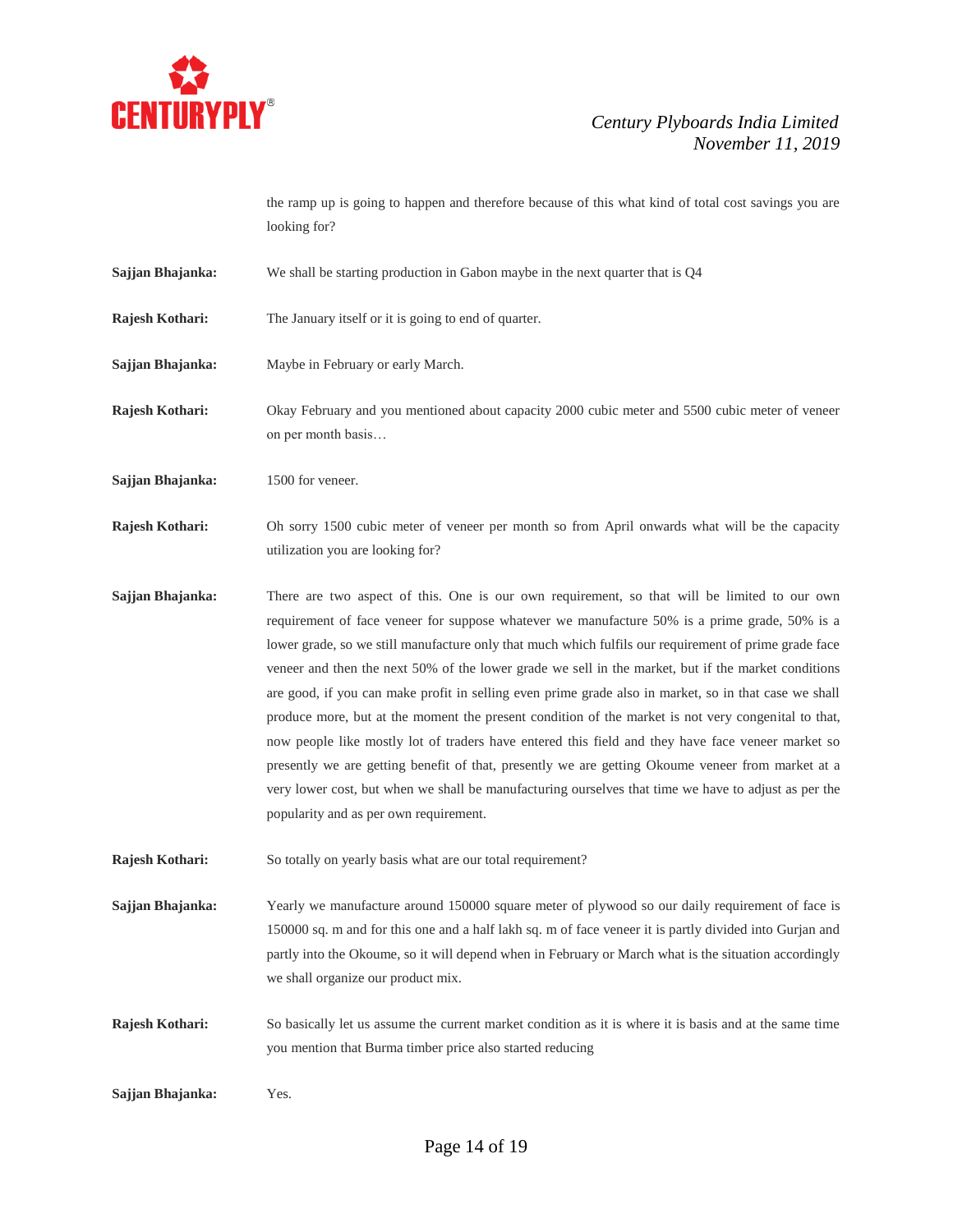the ramp up is going to happen and therefore because of this what kind of total cost savings you are looking for?

**Sajjan Bhajanka:** We shall be starting production in Gabon maybe in the next quarter that is Q4

**Rajesh Kothari:** The January itself or it is going to end of quarter.

**Sajjan Bhajanka:** Maybe in February or early March.

**Rajesh Kothari:** Okay February and you mentioned about capacity 2000 cubic meter and 5500 cubic meter of veneer on per month basis…

**Sajjan Bhajanka:** 1500 for veneer.

**Rajesh Kothari:** Oh sorry 1500 cubic meter of veneer per month so from April onwards what will be the capacity utilization you are looking for?

**Sajjan Bhajanka:** There are two aspect of this. One is our own requirement, so that will be limited to our own requirement of face veneer for suppose whatever we manufacture 50% is a prime grade, 50% is a lower grade, so we still manufacture only that much which fulfils our requirement of prime grade face veneer and then the next 50% of the lower grade we sell in the market, but if the market conditions are good, if you can make profit in selling even prime grade also in market, so in that case we shall produce more, but at the moment the present condition of the market is not very congenital to that, now people like mostly lot of traders have entered this field and they have face veneer market so presently we are getting benefit of that, presently we are getting Okoume veneer from market at a very lower cost, but when we shall be manufacturing ourselves that time we have to adjust as per the popularity and as per own requirement.

**Rajesh Kothari:** So totally on yearly basis what are our total requirement?

**Sajjan Bhajanka:** Yearly we manufacture around 150000 square meter of plywood so our daily requirement of face is 150000 sq. m and for this one and a half lakh sq. m of face veneer it is partly divided into Gurjan and partly into the Okoume, so it will depend when in February or March what is the situation accordingly we shall organize our product mix.

**Rajesh Kothari:** So basically let us assume the current market condition as it is where it is basis and at the same time you mention that Burma timber price also started reducing

**Sajjan Bhajanka:** Yes.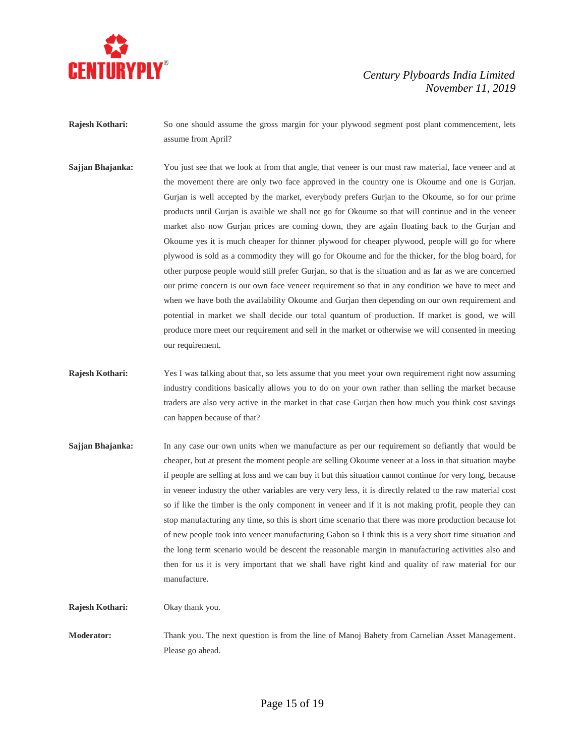**Rajesh Kothari:** So one should assume the gross margin for your plywood segment post plant commencement, lets assume from April?

**Sajjan Bhajanka:** You just see that we look at from that angle, that veneer is our must raw material, face veneer and at the movement there are only two face approved in the country one is Okoume and one is Gurjan. Gurjan is well accepted by the market, everybody prefers Gurjan to the Okoume, so for our prime products until Gurjan is avaible we shall not go for Okoume so that will continue and in the veneer market also now Gurjan prices are coming down, they are again floating back to the Gurjan and Okoume yes it is much cheaper for thinner plywood for cheaper plywood, people will go for where plywood is sold as a commodity they will go for Okoume and for the thicker, for the blog board, for other purpose people would still prefer Gurjan, so that is the situation and as far as we are concerned our prime concern is our own face veneer requirement so that in any condition we have to meet and when we have both the availability Okoume and Gurjan then depending on our own requirement and potential in market we shall decide our total quantum of production. If market is good, we will produce more meet our requirement and sell in the market or otherwise we will consented in meeting our requirement.

**Rajesh Kothari:** Yes I was talking about that, so lets assume that you meet your own requirement right now assuming industry conditions basically allows you to do on your own rather than selling the market because traders are also very active in the market in that case Gurjan then how much you think cost savings can happen because of that?

**Sajjan Bhajanka:** In any case our own units when we manufacture as per our requirement so defiantly that would be cheaper, but at present the moment people are selling Okoume veneer at a loss in that situation maybe if people are selling at loss and we can buy it but this situation cannot continue for very long, because in veneer industry the other variables are very very less, it is directly related to the raw material cost so if like the timber is the only component in veneer and if it is not making profit, people they can stop manufacturing any time, so this is short time scenario that there was more production because lot of new people took into veneer manufacturing Gabon so I think this is a very short time situation and the long term scenario would be descent the reasonable margin in manufacturing activities also and then for us it is very important that we shall have right kind and quality of raw material for our manufacture.

**Rajesh Kothari:** Okay thank you.

**Moderator:** Thank you. The next question is from the line of Manoj Bahety from Carnelian Asset Management. Please go ahead.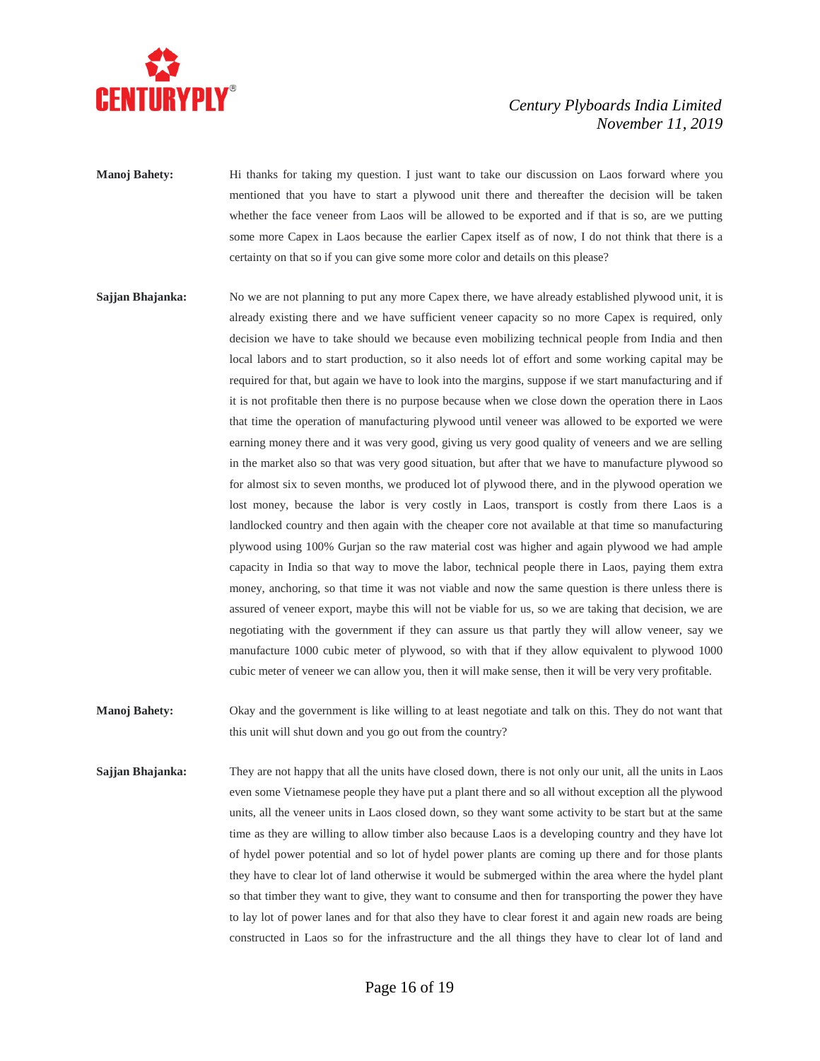**Manoj Bahety:** Hi thanks for taking my question. I just want to take our discussion on Laos forward where you mentioned that you have to start a plywood unit there and thereafter the decision will be taken whether the face veneer from Laos will be allowed to be exported and if that is so, are we putting some more Capex in Laos because the earlier Capex itself as of now, I do not think that there is a certainty on that so if you can give some more color and details on this please?

**Sajjan Bhajanka:** No we are not planning to put any more Capex there, we have already established plywood unit, it is already existing there and we have sufficient veneer capacity so no more Capex is required, only decision we have to take should we because even mobilizing technical people from India and then local labors and to start production, so it also needs lot of effort and some working capital may be required for that, but again we have to look into the margins, suppose if we start manufacturing and if it is not profitable then there is no purpose because when we close down the operation there in Laos that time the operation of manufacturing plywood until veneer was allowed to be exported we were earning money there and it was very good, giving us very good quality of veneers and we are selling in the market also so that was very good situation, but after that we have to manufacture plywood so for almost six to seven months, we produced lot of plywood there, and in the plywood operation we lost money, because the labor is very costly in Laos, transport is costly from there Laos is a landlocked country and then again with the cheaper core not available at that time so manufacturing plywood using 100% Gurjan so the raw material cost was higher and again plywood we had ample capacity in India so that way to move the labor, technical people there in Laos, paying them extra money, anchoring, so that time it was not viable and now the same question is there unless there is assured of veneer export, maybe this will not be viable for us, so we are taking that decision, we are negotiating with the government if they can assure us that partly they will allow veneer, say we manufacture 1000 cubic meter of plywood, so with that if they allow equivalent to plywood 1000 cubic meter of veneer we can allow you, then it will make sense, then it will be very very profitable.

**Manoj Bahety:** Okay and the government is like willing to at least negotiate and talk on this. They do not want that this unit will shut down and you go out from the country?

**Sajjan Bhajanka:** They are not happy that all the units have closed down, there is not only our unit, all the units in Laos even some Vietnamese people they have put a plant there and so all without exception all the plywood units, all the veneer units in Laos closed down, so they want some activity to be start but at the same time as they are willing to allow timber also because Laos is a developing country and they have lot of hydel power potential and so lot of hydel power plants are coming up there and for those plants they have to clear lot of land otherwise it would be submerged within the area where the hydel plant so that timber they want to give, they want to consume and then for transporting the power they have to lay lot of power lanes and for that also they have to clear forest it and again new roads are being constructed in Laos so for the infrastructure and the all things they have to clear lot of land and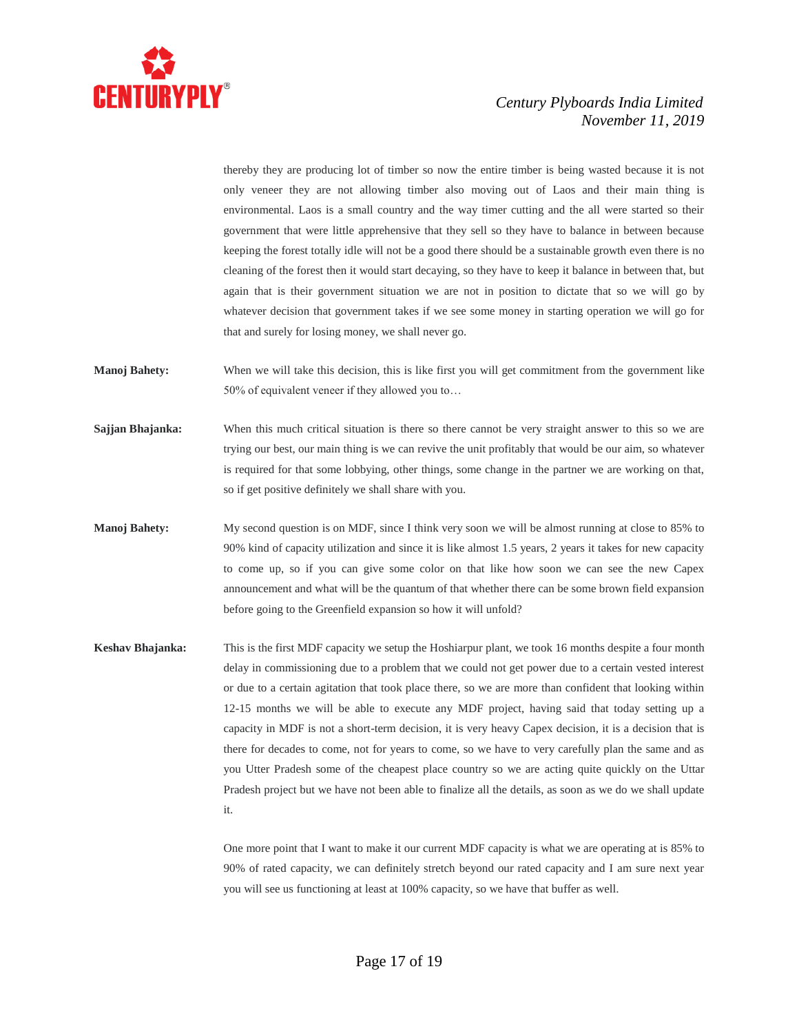thereby they are producing lot of timber so now the entire timber is being wasted because it is not only veneer they are not allowing timber also moving out of Laos and their main thing is environmental. Laos is a small country and the way timer cutting and the all were started so their government that were little apprehensive that they sell so they have to balance in between because keeping the forest totally idle will not be a good there should be a sustainable growth even there is no cleaning of the forest then it would start decaying, so they have to keep it balance in between that, but again that is their government situation we are not in position to dictate that so we will go by whatever decision that government takes if we see some money in starting operation we will go for that and surely for losing money, we shall never go.

**Manoj Bahety:** When we will take this decision, this is like first you will get commitment from the government like 50% of equivalent veneer if they allowed you to…

**Sajjan Bhajanka:** When this much critical situation is there so there cannot be very straight answer to this so we are trying our best, our main thing is we can revive the unit profitably that would be our aim, so whatever is required for that some lobbying, other things, some change in the partner we are working on that, so if get positive definitely we shall share with you.

**Manoj Bahety:** My second question is on MDF, since I think very soon we will be almost running at close to 85% to 90% kind of capacity utilization and since it is like almost 1.5 years, 2 years it takes for new capacity to come up, so if you can give some color on that like how soon we can see the new Capex announcement and what will be the quantum of that whether there can be some brown field expansion before going to the Greenfield expansion so how it will unfold?

**Keshav Bhajanka:** This is the first MDF capacity we setup the Hoshiarpur plant, we took 16 months despite a four month delay in commissioning due to a problem that we could not get power due to a certain vested interest or due to a certain agitation that took place there, so we are more than confident that looking within 12-15 months we will be able to execute any MDF project, having said that today setting up a capacity in MDF is not a short-term decision, it is very heavy Capex decision, it is a decision that is there for decades to come, not for years to come, so we have to very carefully plan the same and as you Utter Pradesh some of the cheapest place country so we are acting quite quickly on the Uttar Pradesh project but we have not been able to finalize all the details, as soon as we do we shall update it.

One more point that I want to make it our current MDF capacity is what we are operating at is 85% to 90% of rated capacity, we can definitely stretch beyond our rated capacity and I am sure next year you will see us functioning at least at 100% capacity, so we have that buffer as well.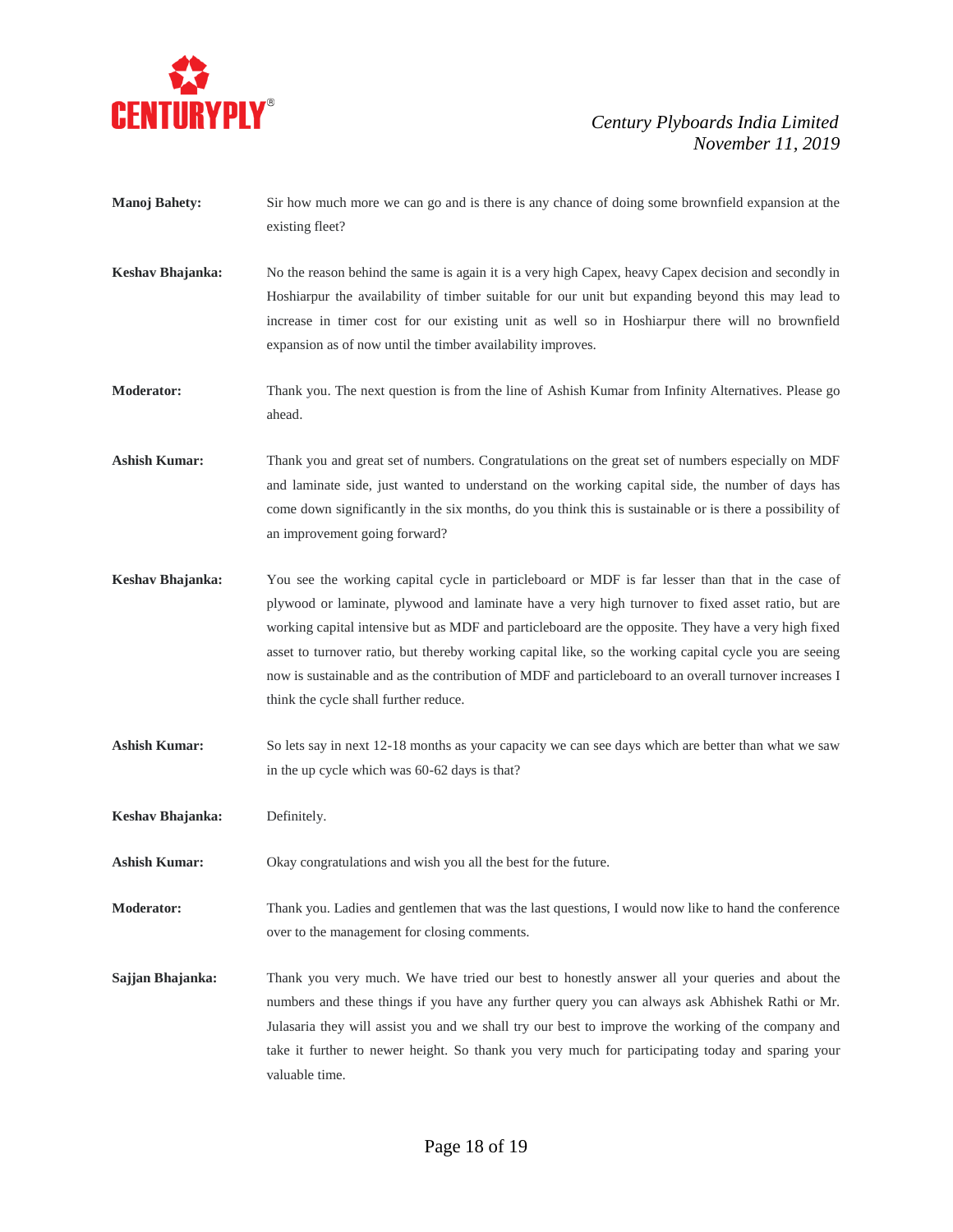**Manoj Bahety:** Sir how much more we can go and is there is any chance of doing some brownfield expansion at the existing fleet?

**Keshav Bhajanka:** No the reason behind the same is again it is a very high Capex, heavy Capex decision and secondly in Hoshiarpur the availability of timber suitable for our unit but expanding beyond this may lead to increase in timer cost for our existing unit as well so in Hoshiarpur there will no brownfield expansion as of now until the timber availability improves.

**Moderator:** Thank you. The next question is from the line of Ashish Kumar from Infinity Alternatives. Please go ahead.

**Ashish Kumar:** Thank you and great set of numbers. Congratulations on the great set of numbers especially on MDF and laminate side, just wanted to understand on the working capital side, the number of days has come down significantly in the six months, do you think this is sustainable or is there a possibility of an improvement going forward?

**Keshav Bhajanka:** You see the working capital cycle in particleboard or MDF is far lesser than that in the case of plywood or laminate, plywood and laminate have a very high turnover to fixed asset ratio, but are working capital intensive but as MDF and particleboard are the opposite. They have a very high fixed asset to turnover ratio, but thereby working capital like, so the working capital cycle you are seeing now is sustainable and as the contribution of MDF and particleboard to an overall turnover increases I think the cycle shall further reduce.

**Ashish Kumar:** So lets say in next 12-18 months as your capacity we can see days which are better than what we saw in the up cycle which was 60-62 days is that?

**Keshav Bhajanka:** Definitely.

**Ashish Kumar:** Okay congratulations and wish you all the best for the future.

**Moderator:** Thank you. Ladies and gentlemen that was the last questions, I would now like to hand the conference over to the management for closing comments.

**Sajjan Bhajanka:** Thank you very much. We have tried our best to honestly answer all your queries and about the numbers and these things if you have any further query you can always ask Abhishek Rathi or Mr. Julasaria they will assist you and we shall try our best to improve the working of the company and take it further to newer height. So thank you very much for participating today and sparing your valuable time.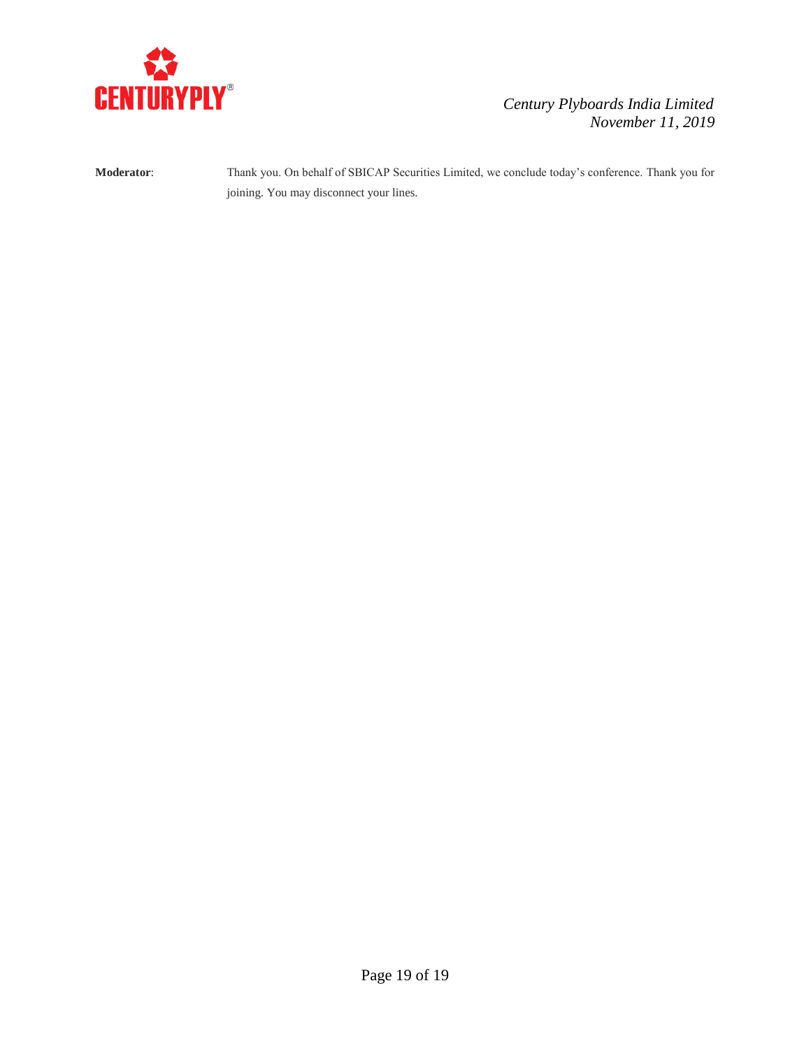**Moderator**: Thank you. On behalf of SBICAP Securities Limited, we conclude today's conference. Thank you for joining. You may disconnect your lines.